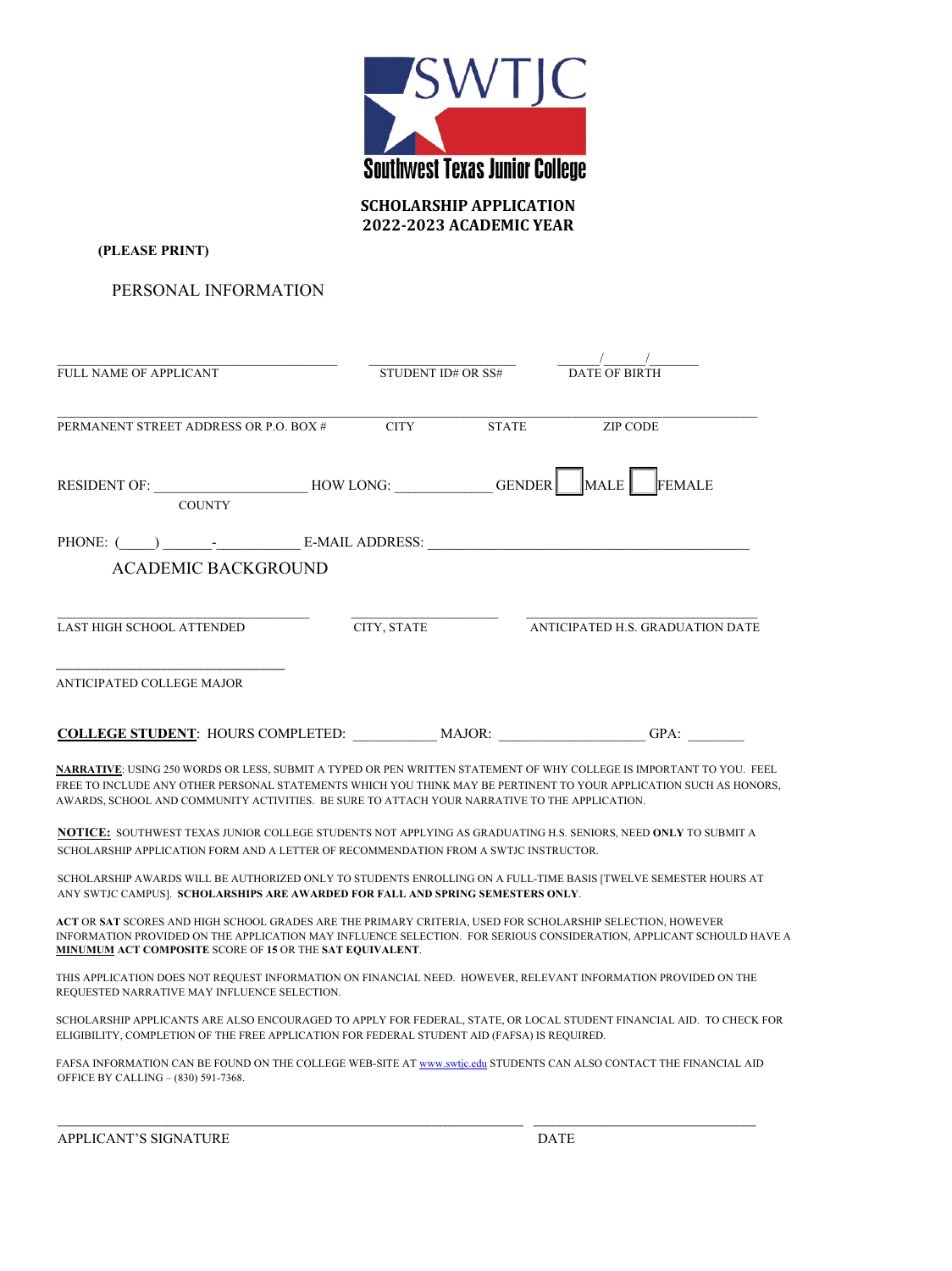SWTJC

Southwest Texas Junior College

# SCHOLARSHIP APPLICATION
# 2022-2023 ACADEMIC YEAR

**(PLEASE PRINT)**

## PERSONAL INFORMATION

______________________________ ____________________ ______/______/_______

FULL NAME OF APPLICANT STUDENT ID# OR SS# DATE OF BIRTH

________________________________________________________________________________

PERMANENT STREET ADDRESS OR P.O. BOX # CITY STATE ZIP CODE

RESIDENT OF: ____________________ HOW LONG: _____________ GENDER ☐ MALE ☐ FEMALE

COUNTY

PHONE: (_____) _______-___________ E-MAIL ADDRESS: ____________________________________________

## ACADEMIC BACKGROUND

______________________________ ____________________ ______________________________

LAST HIGH SCHOOL ATTENDED CITY, STATE ANTICIPATED H.S. GRADUATION DATE

______________________________

ANTICIPATED COLLEGE MAJOR

**COLLEGE STUDENT**: HOURS COMPLETED: ___________ MAJOR: ____________________ GPA: ________

**NARRATIVE**: USING 250 WORDS OR LESS, SUBMIT A TYPED OR PEN WRITTEN STATEMENT OF WHY COLLEGE IS IMPORTANT TO YOU. FEEL FREE TO INCLUDE ANY OTHER PERSONAL STATEMENTS WHICH YOU THINK MAY BE PERTINENT TO YOUR APPLICATION SUCH AS HONORS, AWARDS, SCHOOL AND COMMUNITY ACTIVITIES. BE SURE TO ATTACH YOUR NARRATIVE TO THE APPLICATION.

**NOTICE:** SOUTHWEST TEXAS JUNIOR COLLEGE STUDENTS NOT APPLYING AS GRADUATING H.S. SENIORS, NEED **ONLY** TO SUBMIT A SCHOLARSHIP APPLICATION FORM AND A LETTER OF RECOMMENDATION FROM A SWTJC INSTRUCTOR.

SCHOLARSHIP AWARDS WILL BE AUTHORIZED ONLY TO STUDENTS ENROLLING ON A FULL-TIME BASIS [TWELVE SEMESTER HOURS AT ANY SWTJC CAMPUS]. **SCHOLARSHIPS ARE AWARDED FOR FALL AND SPRING SEMESTERS ONLY**.

**ACT** OR **SAT** SCORES AND HIGH SCHOOL GRADES ARE THE PRIMARY CRITERIA, USED FOR SCHOLARSHIP SELECTION, HOWEVER INFORMATION PROVIDED ON THE APPLICATION MAY INFLUENCE SELECTION. FOR SERIOUS CONSIDERATION, APPLICANT SCHOULD HAVE A **MINUMUM ACT COMPOSITE** SCORE OF **15** OR THE **SAT EQUIVALENT**.

THIS APPLICATION DOES NOT REQUEST INFORMATION ON FINANCIAL NEED. HOWEVER, RELEVANT INFORMATION PROVIDED ON THE REQUESTED NARRATIVE MAY INFLUENCE SELECTION.

SCHOLARSHIP APPLICANTS ARE ALSO ENCOURAGED TO APPLY FOR FEDERAL, STATE, OR LOCAL STUDENT FINANCIAL AID. TO CHECK FOR ELIGIBILITY, COMPLETION OF THE FREE APPLICATION FOR FEDERAL STUDENT AID (FAFSA) IS REQUIRED.

FAFSA INFORMATION CAN BE FOUND ON THE COLLEGE WEB-SITE AT www.swtjc.edu STUDENTS CAN ALSO CONTACT THE FINANCIAL AID OFFICE BY CALLING – (830) 591-7368.

________________________________________________ ______________________________

APPLICANT'S SIGNATURE DATE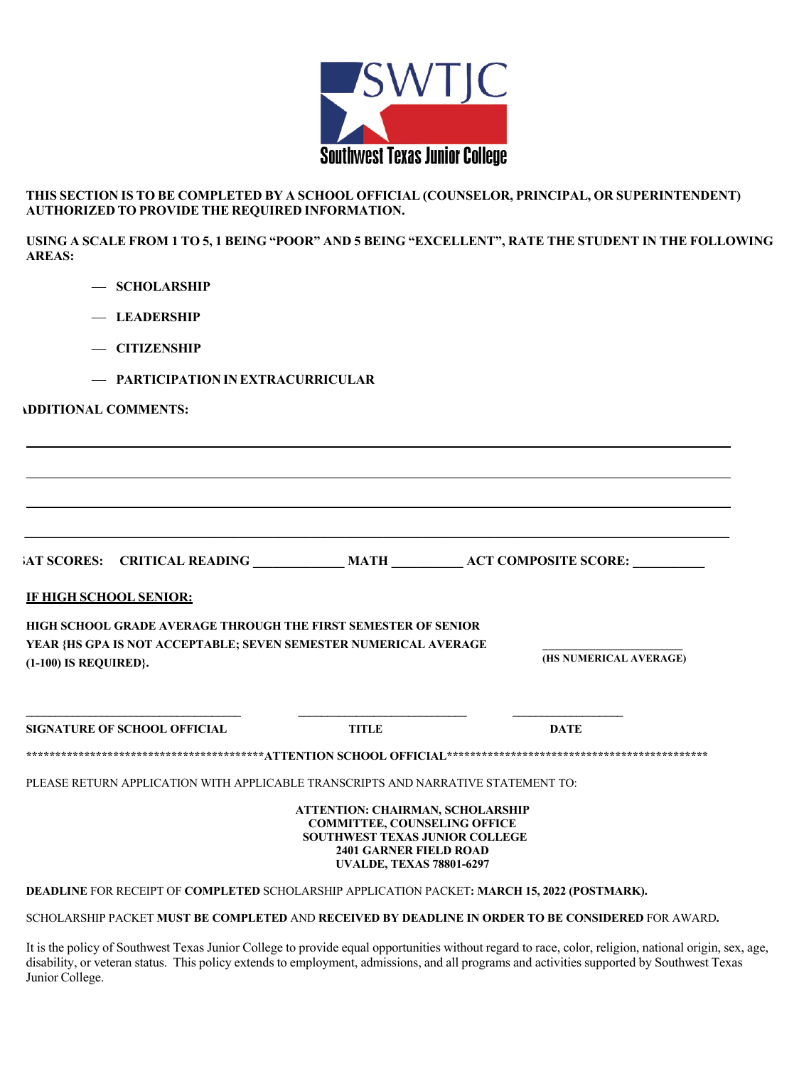**SWTJC**

**Southwest Texas Junior College**

**THIS SECTION IS TO BE COMPLETED BY A SCHOOL OFFICIAL (COUNSELOR, PRINCIPAL, OR SUPERINTENDENT) AUTHORIZED TO PROVIDE THE REQUIRED INFORMATION.**

**USING A SCALE FROM 1 TO 5, 1 BEING "POOR" AND 5 BEING "EXCELLENT", RATE THE STUDENT IN THE FOLLOWING AREAS:**

___ **SCHOLARSHIP**

___ **LEADERSHIP**

___ **CITIZENSHIP**

___ **PARTICIPATION IN EXTRACURRICULAR**

**ADDITIONAL COMMENTS:**

________________________________________________________________________________

________________________________________________________________________________

________________________________________________________________________________

________________________________________________________________________________

**SAT SCORES: CRITICAL READING ____________ MATH __________ ACT COMPOSITE SCORE: __________**

**IF HIGH SCHOOL SENIOR:**

**HIGH SCHOOL GRADE AVERAGE THROUGH THE FIRST SEMESTER OF SENIOR YEAR {HS GPA IS NOT ACCEPTABLE; SEVEN SEMESTER NUMERICAL AVERAGE (1-100) IS REQUIRED}.**

______________________
**(HS NUMERICAL AVERAGE)**

________________________________ ____________________________ __________________
**SIGNATURE OF SCHOOL OFFICIAL** **TITLE** **DATE**

**\*\*\*\*\*\*\*\*\*\*\*\*\*\*\*\*\*\*\*\*\*\*\*\*\*\*\*\*\*\*\*\*\*\*\*\*\*\*\*\*\*ATTENTION SCHOOL OFFICIAL\*\*\*\*\*\*\*\*\*\*\*\*\*\*\*\*\*\*\*\*\*\*\*\*\*\*\*\*\*\*\*\*\*\*\*\*\*\*\*\*\*\*\*\*\***

PLEASE RETURN APPLICATION WITH APPLICABLE TRANSCRIPTS AND NARRATIVE STATEMENT TO:

**ATTENTION: CHAIRMAN, SCHOLARSHIP COMMITTEE, COUNSELING OFFICE**
**SOUTHWEST TEXAS JUNIOR COLLEGE**
**2401 GARNER FIELD ROAD**
**UVALDE, TEXAS 78801-6297**

**DEADLINE** FOR RECEIPT OF **COMPLETED** SCHOLARSHIP APPLICATION PACKET**: MARCH 15, 2022 (POSTMARK).**

SCHOLARSHIP PACKET **MUST BE COMPLETED** AND **RECEIVED BY DEADLINE IN ORDER TO BE CONSIDERED** FOR AWARD**.**

It is the policy of Southwest Texas Junior College to provide equal opportunities without regard to race, color, religion, national origin, sex, age, disability, or veteran status. This policy extends to employment, admissions, and all programs and activities supported by Southwest Texas Junior College.